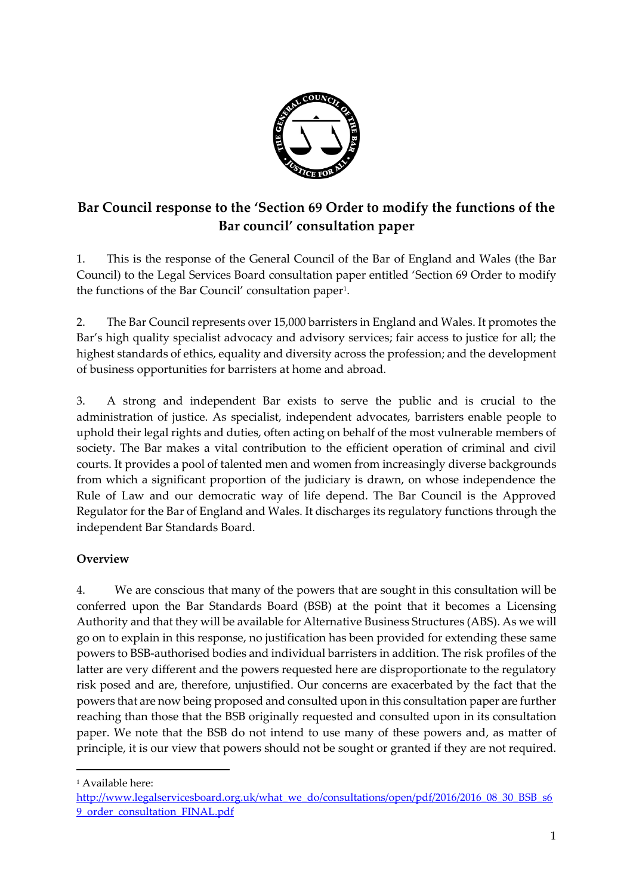# Bar Council response to the 'Section 69 Order to modify the functions of the Bar council' consultation paper

1. This is the response of the General Council of the Bar of England and Wales (the Bar Council) to the Legal Services Board consultation paper entitled 'Section 69 Order to modify the functions of the Bar Council' consultation paper[1].

2. The Bar Council represents over 15,000 barristers in England and Wales. It promotes the Bar's high quality specialist advocacy and advisory services; fair access to justice for all; the highest standards of ethics, equality and diversity across the profession; and the development of business opportunities for barristers at home and abroad.

3. A strong and independent Bar exists to serve the public and is crucial to the administration of justice. As specialist, independent advocates, barristers enable people to uphold their legal rights and duties, often acting on behalf of the most vulnerable members of society. The Bar makes a vital contribution to the efficient operation of criminal and civil courts. It provides a pool of talented men and women from increasingly diverse backgrounds from which a significant proportion of the judiciary is drawn, on whose independence the Rule of Law and our democratic way of life depend. The Bar Council is the Approved Regulator for the Bar of England and Wales. It discharges its regulatory functions through the independent Bar Standards Board.

**Overview**

4. We are conscious that many of the powers that are sought in this consultation will be conferred upon the Bar Standards Board (BSB) at the point that it becomes a Licensing Authority and that they will be available for Alternative Business Structures (ABS). As we will go on to explain in this response, no justification has been provided for extending these same powers to BSB-authorised bodies and individual barristers in addition. The risk profiles of the latter are very different and the powers requested here are disproportionate to the regulatory risk posed and are, therefore, unjustified. Our concerns are exacerbated by the fact that the powers that are now being proposed and consulted upon in this consultation paper are further reaching than those that the BSB originally requested and consulted upon in its consultation paper. We note that the BSB do not intend to use many of these powers and, as matter of principle, it is our view that powers should not be sought or granted if they are not required.

[1] Available here: http://www.legalservicesboard.org.uk/what_we_do/consultations/open/pdf/2016/2016_08_30_BSB_s69_order_consultation_FINAL.pdf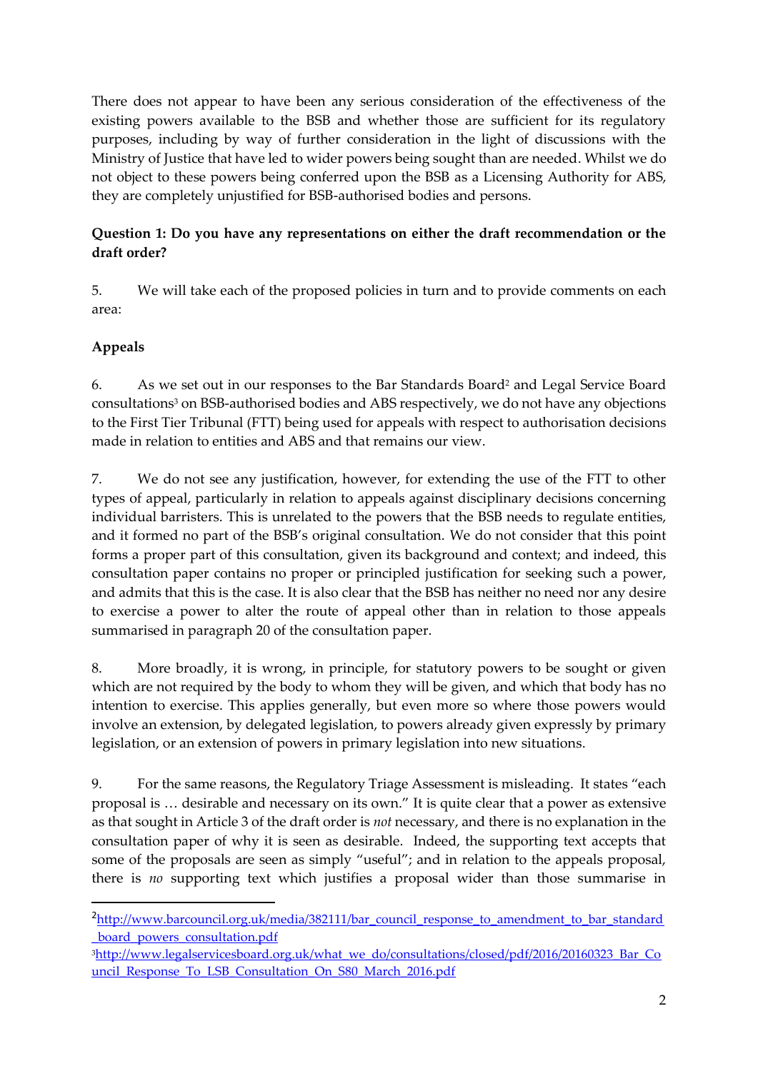There does not appear to have been any serious consideration of the effectiveness of the existing powers available to the BSB and whether those are sufficient for its regulatory purposes, including by way of further consideration in the light of discussions with the Ministry of Justice that have led to wider powers being sought than are needed. Whilst we do not object to these powers being conferred upon the BSB as a Licensing Authority for ABS, they are completely unjustified for BSB-authorised bodies and persons.

**Question 1: Do you have any representations on either the draft recommendation or the draft order?**

5. We will take each of the proposed policies in turn and to provide comments on each area:

**Appeals**

6. As we set out in our responses to the Bar Standards Board[2] and Legal Service Board consultations[3] on BSB-authorised bodies and ABS respectively, we do not have any objections to the First Tier Tribunal (FTT) being used for appeals with respect to authorisation decisions made in relation to entities and ABS and that remains our view.

7. We do not see any justification, however, for extending the use of the FTT to other types of appeal, particularly in relation to appeals against disciplinary decisions concerning individual barristers. This is unrelated to the powers that the BSB needs to regulate entities, and it formed no part of the BSB's original consultation. We do not consider that this point forms a proper part of this consultation, given its background and context; and indeed, this consultation paper contains no proper or principled justification for seeking such a power, and admits that this is the case. It is also clear that the BSB has neither no need nor any desire to exercise a power to alter the route of appeal other than in relation to those appeals summarised in paragraph 20 of the consultation paper.

8. More broadly, it is wrong, in principle, for statutory powers to be sought or given which are not required by the body to whom they will be given, and which that body has no intention to exercise. This applies generally, but even more so where those powers would involve an extension, by delegated legislation, to powers already given expressly by primary legislation, or an extension of powers in primary legislation into new situations.

9. For the same reasons, the Regulatory Triage Assessment is misleading. It states "each proposal is … desirable and necessary on its own." It is quite clear that a power as extensive as that sought in Article 3 of the draft order is *not* necessary, and there is no explanation in the consultation paper of why it is seen as desirable. Indeed, the supporting text accepts that some of the proposals are seen as simply "useful"; and in relation to the appeals proposal, there is *no* supporting text which justifies a proposal wider than those summarise in

---

[2] http://www.barcouncil.org.uk/media/382111/bar_council_response_to_amendment_to_bar_standard_board_powers_consultation.pdf

[3] http://www.legalservicesboard.org.uk/what_we_do/consultations/closed/pdf/2016/20160323_Bar_Council_Response_To_LSB_Consultation_On_S80_March_2016.pdf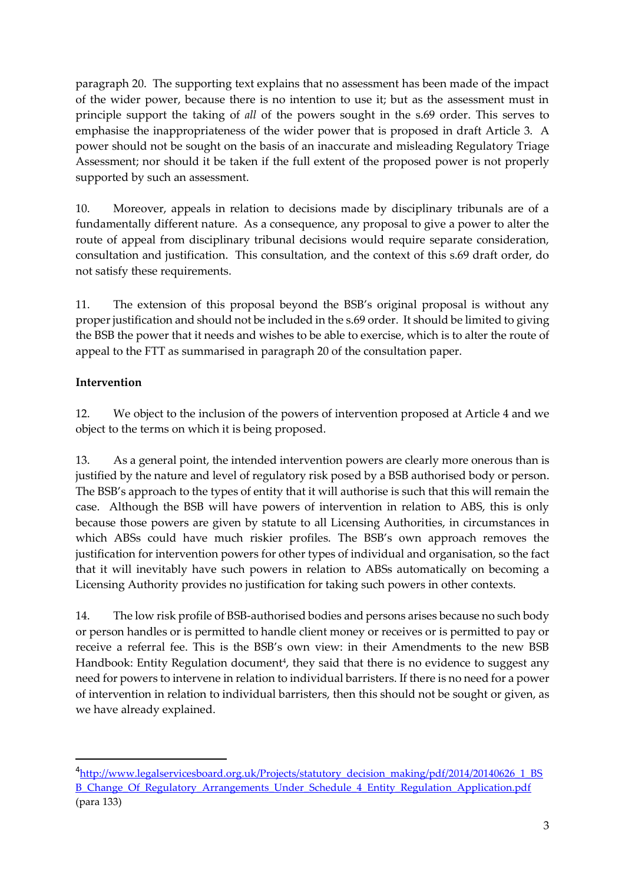paragraph 20. The supporting text explains that no assessment has been made of the impact of the wider power, because there is no intention to use it; but as the assessment must in principle support the taking of *all* of the powers sought in the s.69 order. This serves to emphasise the inappropriateness of the wider power that is proposed in draft Article 3. A power should not be sought on the basis of an inaccurate and misleading Regulatory Triage Assessment; nor should it be taken if the full extent of the proposed power is not properly supported by such an assessment.

10. Moreover, appeals in relation to decisions made by disciplinary tribunals are of a fundamentally different nature. As a consequence, any proposal to give a power to alter the route of appeal from disciplinary tribunal decisions would require separate consideration, consultation and justification. This consultation, and the context of this s.69 draft order, do not satisfy these requirements.

11. The extension of this proposal beyond the BSB's original proposal is without any proper justification and should not be included in the s.69 order. It should be limited to giving the BSB the power that it needs and wishes to be able to exercise, which is to alter the route of appeal to the FTT as summarised in paragraph 20 of the consultation paper.

**Intervention**

12. We object to the inclusion of the powers of intervention proposed at Article 4 and we object to the terms on which it is being proposed.

13. As a general point, the intended intervention powers are clearly more onerous than is justified by the nature and level of regulatory risk posed by a BSB authorised body or person. The BSB's approach to the types of entity that it will authorise is such that this will remain the case. Although the BSB will have powers of intervention in relation to ABS, this is only because those powers are given by statute to all Licensing Authorities, in circumstances in which ABSs could have much riskier profiles. The BSB's own approach removes the justification for intervention powers for other types of individual and organisation, so the fact that it will inevitably have such powers in relation to ABSs automatically on becoming a Licensing Authority provides no justification for taking such powers in other contexts.

14. The low risk profile of BSB-authorised bodies and persons arises because no such body or person handles or is permitted to handle client money or receives or is permitted to pay or receive a referral fee. This is the BSB's own view: in their Amendments to the new BSB Handbook: Entity Regulation document[4], they said that there is no evidence to suggest any need for powers to intervene in relation to individual barristers. If there is no need for a power of intervention in relation to individual barristers, then this should not be sought or given, as we have already explained.

---

[4] http://www.legalservicesboard.org.uk/Projects/statutory_decision_making/pdf/2014/20140626_1_BSB_Change_Of_Regulatory_Arrangements_Under_Schedule_4_Entity_Regulation_Application.pdf (para 133)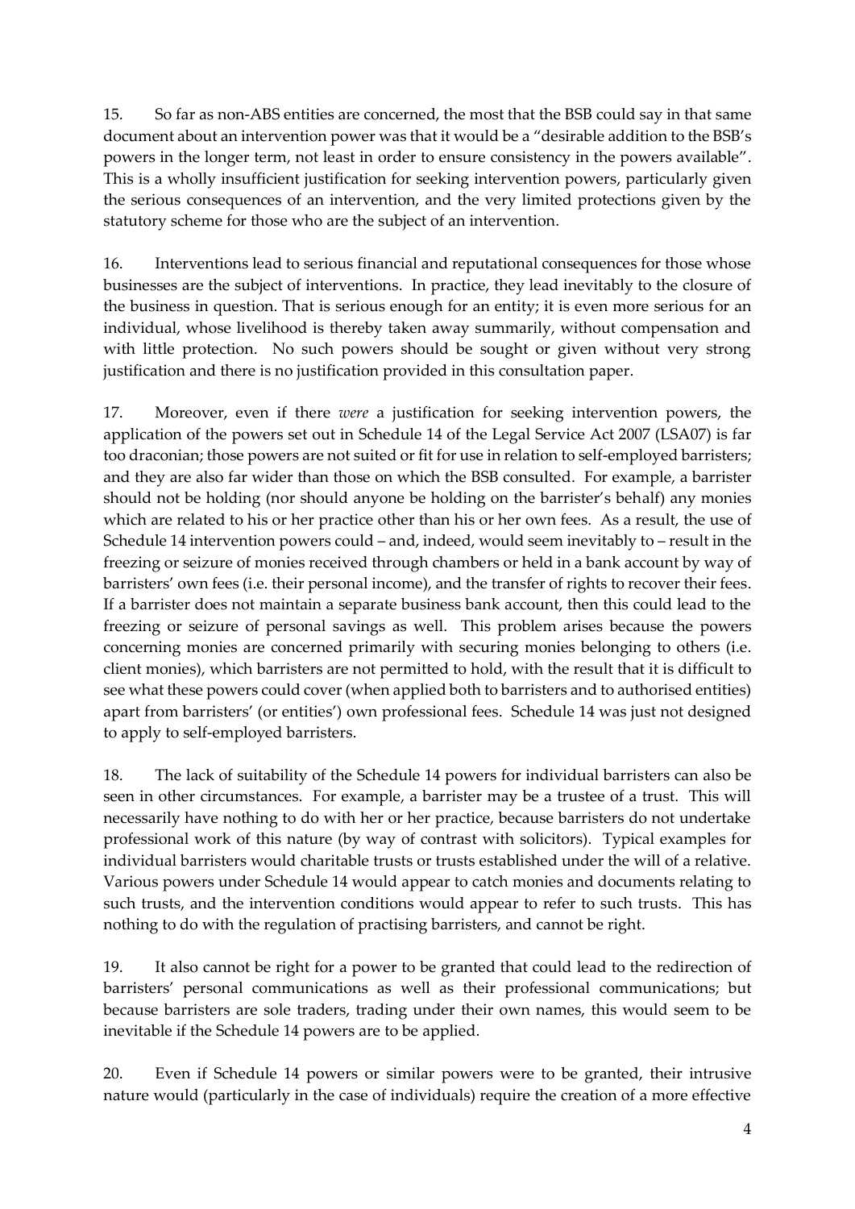15. So far as non-ABS entities are concerned, the most that the BSB could say in that same document about an intervention power was that it would be a "desirable addition to the BSB's powers in the longer term, not least in order to ensure consistency in the powers available". This is a wholly insufficient justification for seeking intervention powers, particularly given the serious consequences of an intervention, and the very limited protections given by the statutory scheme for those who are the subject of an intervention.

16. Interventions lead to serious financial and reputational consequences for those whose businesses are the subject of interventions. In practice, they lead inevitably to the closure of the business in question. That is serious enough for an entity; it is even more serious for an individual, whose livelihood is thereby taken away summarily, without compensation and with little protection. No such powers should be sought or given without very strong justification and there is no justification provided in this consultation paper.

17. Moreover, even if there *were* a justification for seeking intervention powers, the application of the powers set out in Schedule 14 of the Legal Service Act 2007 (LSA07) is far too draconian; those powers are not suited or fit for use in relation to self-employed barristers; and they are also far wider than those on which the BSB consulted. For example, a barrister should not be holding (nor should anyone be holding on the barrister's behalf) any monies which are related to his or her practice other than his or her own fees. As a result, the use of Schedule 14 intervention powers could – and, indeed, would seem inevitably to – result in the freezing or seizure of monies received through chambers or held in a bank account by way of barristers' own fees (i.e. their personal income), and the transfer of rights to recover their fees. If a barrister does not maintain a separate business bank account, then this could lead to the freezing or seizure of personal savings as well. This problem arises because the powers concerning monies are concerned primarily with securing monies belonging to others (i.e. client monies), which barristers are not permitted to hold, with the result that it is difficult to see what these powers could cover (when applied both to barristers and to authorised entities) apart from barristers' (or entities') own professional fees. Schedule 14 was just not designed to apply to self-employed barristers.

18. The lack of suitability of the Schedule 14 powers for individual barristers can also be seen in other circumstances. For example, a barrister may be a trustee of a trust. This will necessarily have nothing to do with her or her practice, because barristers do not undertake professional work of this nature (by way of contrast with solicitors). Typical examples for individual barristers would charitable trusts or trusts established under the will of a relative. Various powers under Schedule 14 would appear to catch monies and documents relating to such trusts, and the intervention conditions would appear to refer to such trusts. This has nothing to do with the regulation of practising barristers, and cannot be right.

19. It also cannot be right for a power to be granted that could lead to the redirection of barristers' personal communications as well as their professional communications; but because barristers are sole traders, trading under their own names, this would seem to be inevitable if the Schedule 14 powers are to be applied.

20. Even if Schedule 14 powers or similar powers were to be granted, their intrusive nature would (particularly in the case of individuals) require the creation of a more effective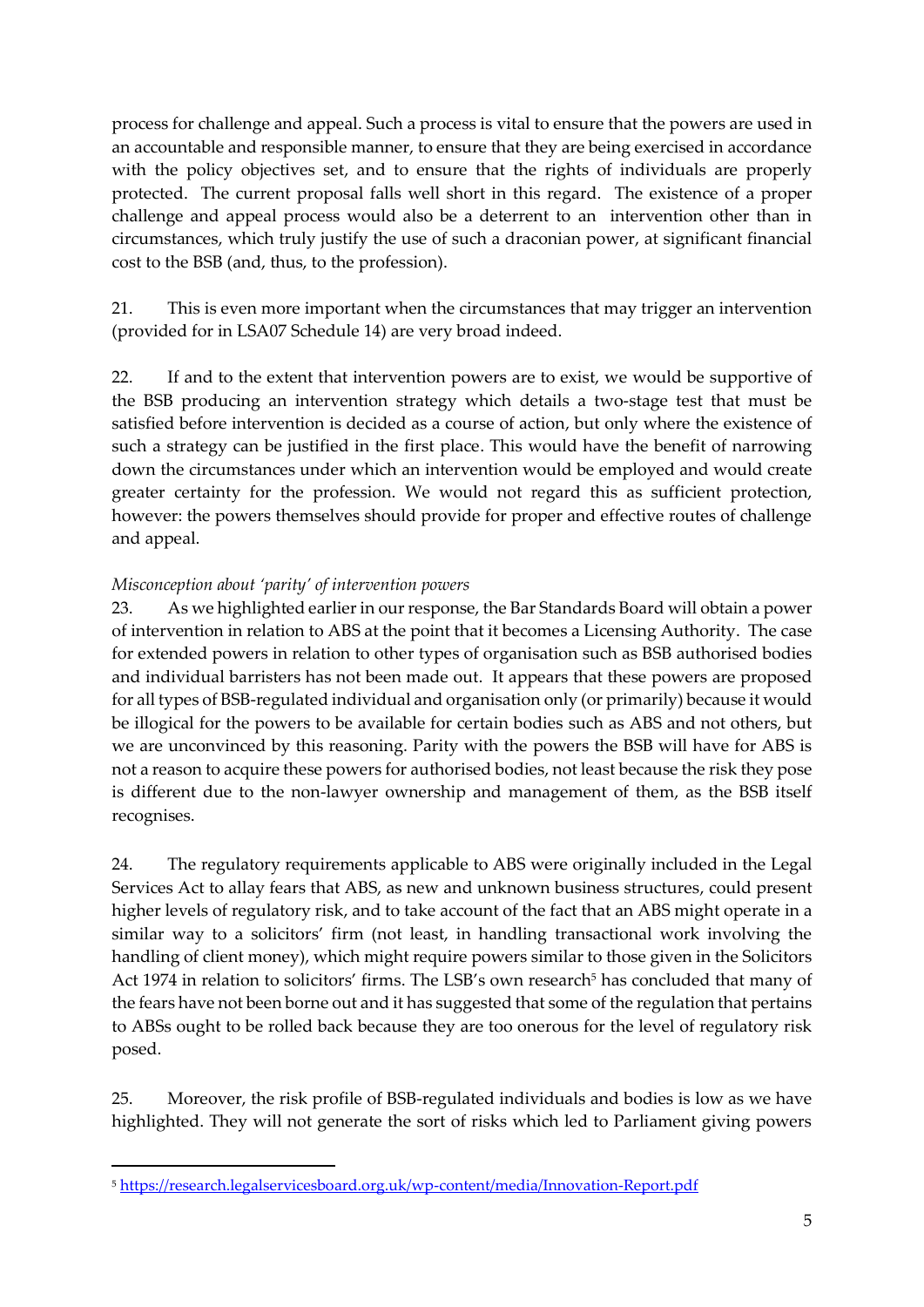process for challenge and appeal. Such a process is vital to ensure that the powers are used in an accountable and responsible manner, to ensure that they are being exercised in accordance with the policy objectives set, and to ensure that the rights of individuals are properly protected. The current proposal falls well short in this regard. The existence of a proper challenge and appeal process would also be a deterrent to an intervention other than in circumstances, which truly justify the use of such a draconian power, at significant financial cost to the BSB (and, thus, to the profession).

21. This is even more important when the circumstances that may trigger an intervention (provided for in LSA07 Schedule 14) are very broad indeed.

22. If and to the extent that intervention powers are to exist, we would be supportive of the BSB producing an intervention strategy which details a two-stage test that must be satisfied before intervention is decided as a course of action, but only where the existence of such a strategy can be justified in the first place. This would have the benefit of narrowing down the circumstances under which an intervention would be employed and would create greater certainty for the profession. We would not regard this as sufficient protection, however: the powers themselves should provide for proper and effective routes of challenge and appeal.

*Misconception about 'parity' of intervention powers*

23. As we highlighted earlier in our response, the Bar Standards Board will obtain a power of intervention in relation to ABS at the point that it becomes a Licensing Authority. The case for extended powers in relation to other types of organisation such as BSB authorised bodies and individual barristers has not been made out. It appears that these powers are proposed for all types of BSB-regulated individual and organisation only (or primarily) because it would be illogical for the powers to be available for certain bodies such as ABS and not others, but we are unconvinced by this reasoning. Parity with the powers the BSB will have for ABS is not a reason to acquire these powers for authorised bodies, not least because the risk they pose is different due to the non-lawyer ownership and management of them, as the BSB itself recognises.

24. The regulatory requirements applicable to ABS were originally included in the Legal Services Act to allay fears that ABS, as new and unknown business structures, could present higher levels of regulatory risk, and to take account of the fact that an ABS might operate in a similar way to a solicitors' firm (not least, in handling transactional work involving the handling of client money), which might require powers similar to those given in the Solicitors Act 1974 in relation to solicitors' firms. The LSB's own research[5] has concluded that many of the fears have not been borne out and it has suggested that some of the regulation that pertains to ABSs ought to be rolled back because they are too onerous for the level of regulatory risk posed.

25. Moreover, the risk profile of BSB-regulated individuals and bodies is low as we have highlighted. They will not generate the sort of risks which led to Parliament giving powers

[5] https://research.legalservicesboard.org.uk/wp-content/media/Innovation-Report.pdf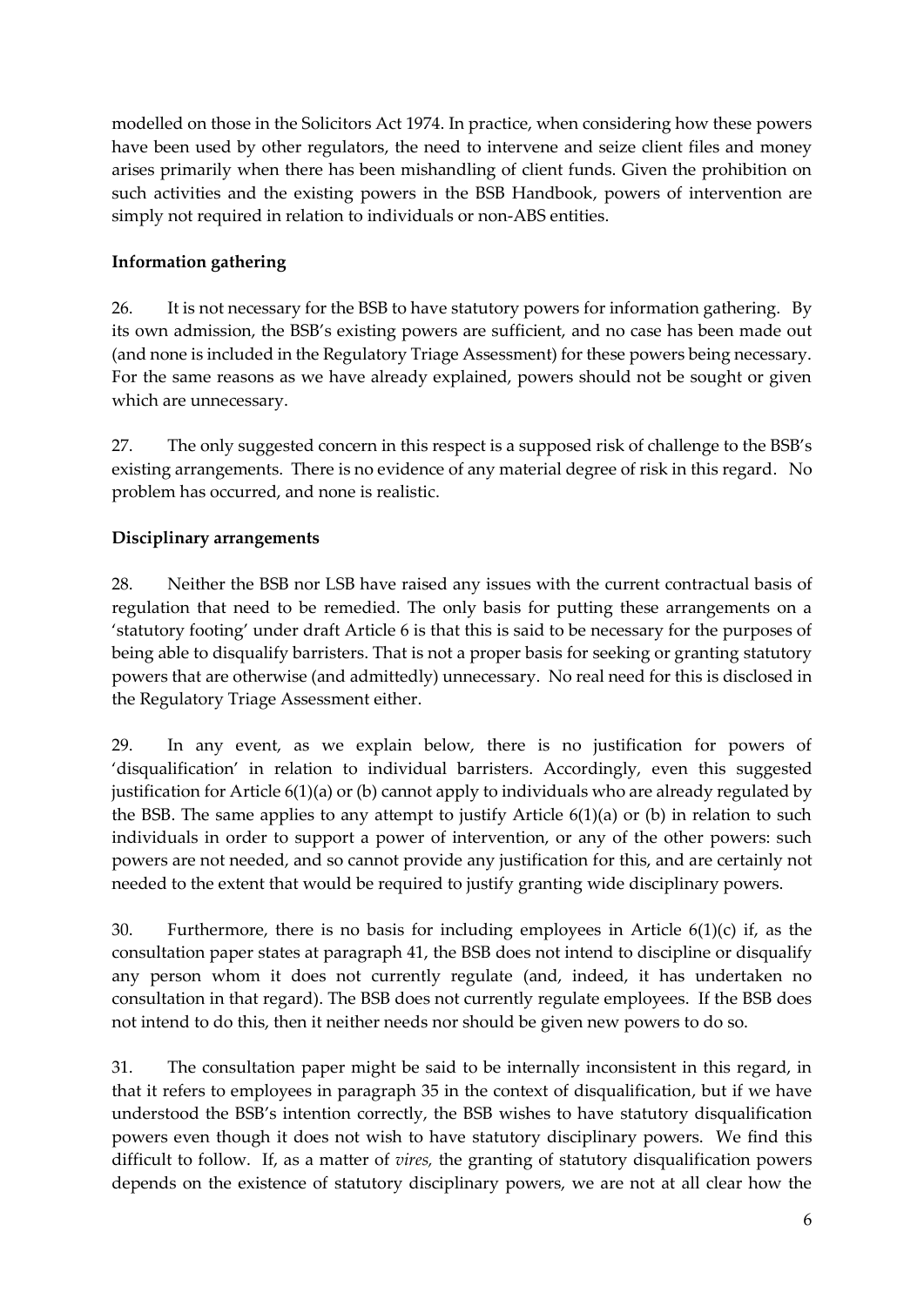modelled on those in the Solicitors Act 1974. In practice, when considering how these powers have been used by other regulators, the need to intervene and seize client files and money arises primarily when there has been mishandling of client funds. Given the prohibition on such activities and the existing powers in the BSB Handbook, powers of intervention are simply not required in relation to individuals or non-ABS entities.

**Information gathering**

26. It is not necessary for the BSB to have statutory powers for information gathering. By its own admission, the BSB's existing powers are sufficient, and no case has been made out (and none is included in the Regulatory Triage Assessment) for these powers being necessary. For the same reasons as we have already explained, powers should not be sought or given which are unnecessary.

27. The only suggested concern in this respect is a supposed risk of challenge to the BSB's existing arrangements. There is no evidence of any material degree of risk in this regard. No problem has occurred, and none is realistic.

**Disciplinary arrangements**

28. Neither the BSB nor LSB have raised any issues with the current contractual basis of regulation that need to be remedied. The only basis for putting these arrangements on a 'statutory footing' under draft Article 6 is that this is said to be necessary for the purposes of being able to disqualify barristers. That is not a proper basis for seeking or granting statutory powers that are otherwise (and admittedly) unnecessary. No real need for this is disclosed in the Regulatory Triage Assessment either.

29. In any event, as we explain below, there is no justification for powers of 'disqualification' in relation to individual barristers. Accordingly, even this suggested justification for Article 6(1)(a) or (b) cannot apply to individuals who are already regulated by the BSB. The same applies to any attempt to justify Article 6(1)(a) or (b) in relation to such individuals in order to support a power of intervention, or any of the other powers: such powers are not needed, and so cannot provide any justification for this, and are certainly not needed to the extent that would be required to justify granting wide disciplinary powers.

30. Furthermore, there is no basis for including employees in Article 6(1)(c) if, as the consultation paper states at paragraph 41, the BSB does not intend to discipline or disqualify any person whom it does not currently regulate (and, indeed, it has undertaken no consultation in that regard). The BSB does not currently regulate employees. If the BSB does not intend to do this, then it neither needs nor should be given new powers to do so.

31. The consultation paper might be said to be internally inconsistent in this regard, in that it refers to employees in paragraph 35 in the context of disqualification, but if we have understood the BSB's intention correctly, the BSB wishes to have statutory disqualification powers even though it does not wish to have statutory disciplinary powers. We find this difficult to follow. If, as a matter of *vires,* the granting of statutory disqualification powers depends on the existence of statutory disciplinary powers, we are not at all clear how the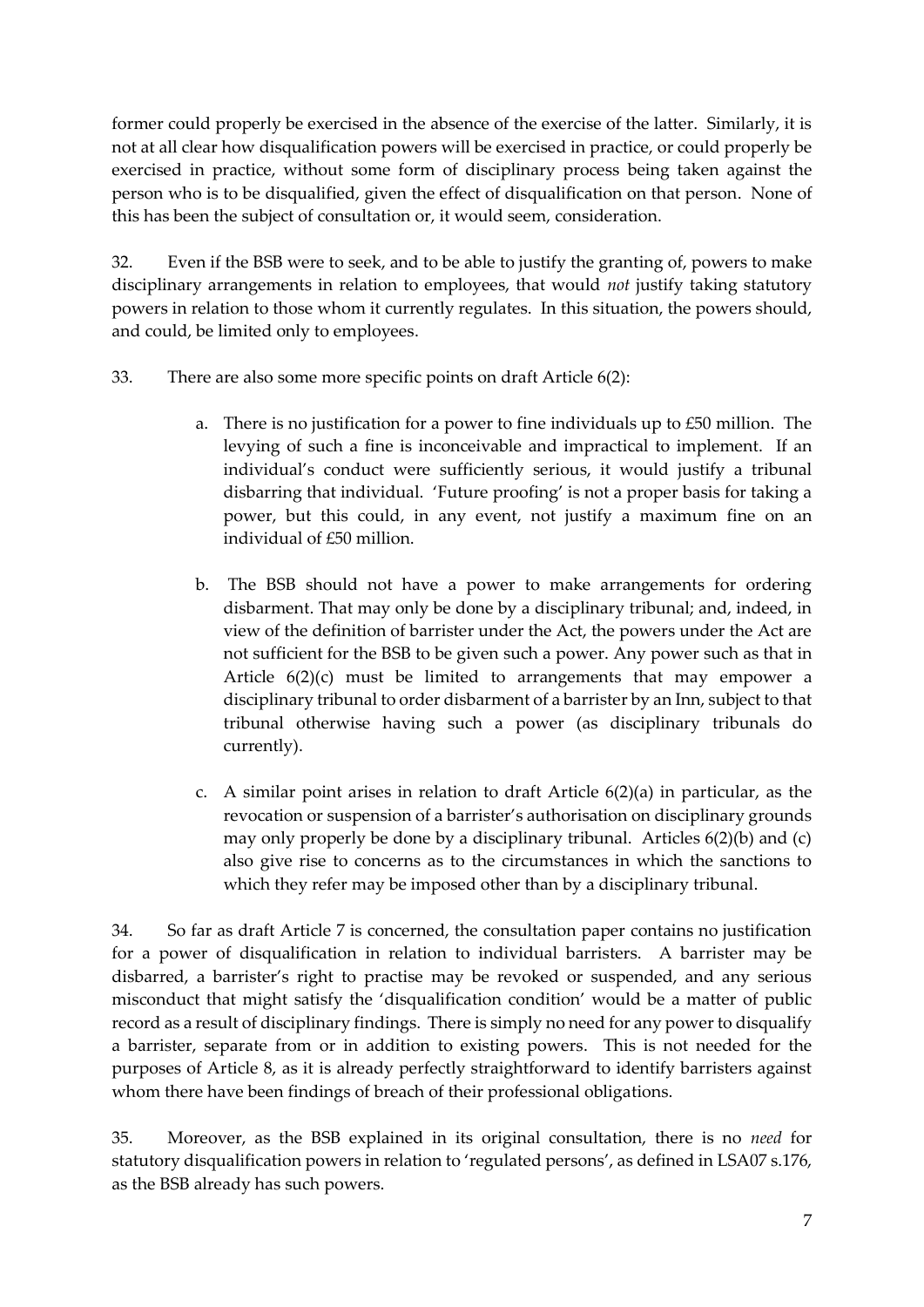former could properly be exercised in the absence of the exercise of the latter. Similarly, it is not at all clear how disqualification powers will be exercised in practice, or could properly be exercised in practice, without some form of disciplinary process being taken against the person who is to be disqualified, given the effect of disqualification on that person. None of this has been the subject of consultation or, it would seem, consideration.

32. Even if the BSB were to seek, and to be able to justify the granting of, powers to make disciplinary arrangements in relation to employees, that would *not* justify taking statutory powers in relation to those whom it currently regulates. In this situation, the powers should, and could, be limited only to employees.

33. There are also some more specific points on draft Article 6(2):

   a. There is no justification for a power to fine individuals up to £50 million. The levying of such a fine is inconceivable and impractical to implement. If an individual's conduct were sufficiently serious, it would justify a tribunal disbarring that individual. 'Future proofing' is not a proper basis for taking a power, but this could, in any event, not justify a maximum fine on an individual of £50 million.

   b. The BSB should not have a power to make arrangements for ordering disbarment. That may only be done by a disciplinary tribunal; and, indeed, in view of the definition of barrister under the Act, the powers under the Act are not sufficient for the BSB to be given such a power. Any power such as that in Article 6(2)(c) must be limited to arrangements that may empower a disciplinary tribunal to order disbarment of a barrister by an Inn, subject to that tribunal otherwise having such a power (as disciplinary tribunals do currently).

   c. A similar point arises in relation to draft Article 6(2)(a) in particular, as the revocation or suspension of a barrister's authorisation on disciplinary grounds may only properly be done by a disciplinary tribunal. Articles 6(2)(b) and (c) also give rise to concerns as to the circumstances in which the sanctions to which they refer may be imposed other than by a disciplinary tribunal.

34. So far as draft Article 7 is concerned, the consultation paper contains no justification for a power of disqualification in relation to individual barristers. A barrister may be disbarred, a barrister's right to practise may be revoked or suspended, and any serious misconduct that might satisfy the 'disqualification condition' would be a matter of public record as a result of disciplinary findings. There is simply no need for any power to disqualify a barrister, separate from or in addition to existing powers. This is not needed for the purposes of Article 8, as it is already perfectly straightforward to identify barristers against whom there have been findings of breach of their professional obligations.

35. Moreover, as the BSB explained in its original consultation, there is no *need* for statutory disqualification powers in relation to 'regulated persons', as defined in LSA07 s.176, as the BSB already has such powers.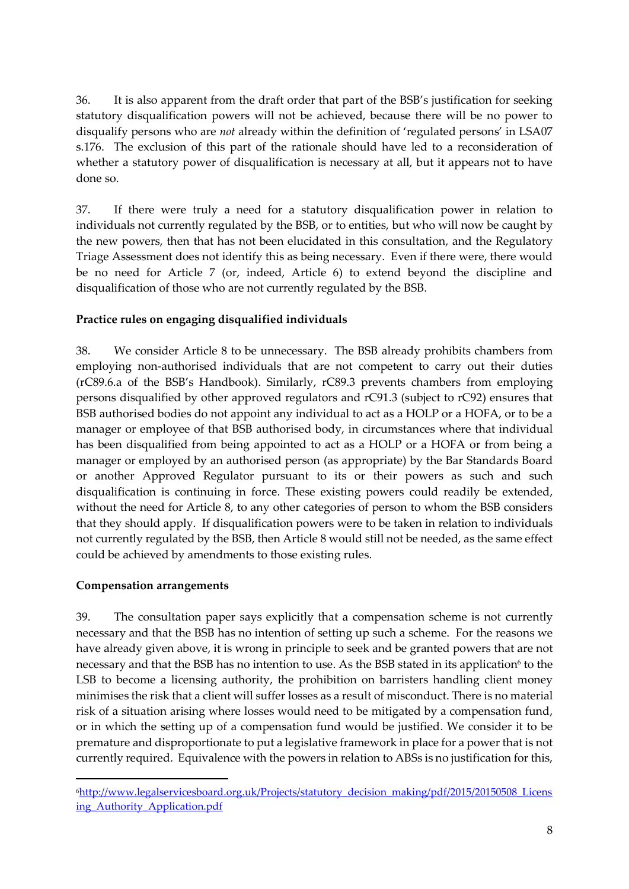36. It is also apparent from the draft order that part of the BSB's justification for seeking statutory disqualification powers will not be achieved, because there will be no power to disqualify persons who are *not* already within the definition of 'regulated persons' in LSA07 s.176. The exclusion of this part of the rationale should have led to a reconsideration of whether a statutory power of disqualification is necessary at all, but it appears not to have done so.

37. If there were truly a need for a statutory disqualification power in relation to individuals not currently regulated by the BSB, or to entities, but who will now be caught by the new powers, then that has not been elucidated in this consultation, and the Regulatory Triage Assessment does not identify this as being necessary. Even if there were, there would be no need for Article 7 (or, indeed, Article 6) to extend beyond the discipline and disqualification of those who are not currently regulated by the BSB.

**Practice rules on engaging disqualified individuals**

38. We consider Article 8 to be unnecessary. The BSB already prohibits chambers from employing non-authorised individuals that are not competent to carry out their duties (rC89.6.a of the BSB's Handbook). Similarly, rC89.3 prevents chambers from employing persons disqualified by other approved regulators and rC91.3 (subject to rC92) ensures that BSB authorised bodies do not appoint any individual to act as a HOLP or a HOFA, or to be a manager or employee of that BSB authorised body, in circumstances where that individual has been disqualified from being appointed to act as a HOLP or a HOFA or from being a manager or employed by an authorised person (as appropriate) by the Bar Standards Board or another Approved Regulator pursuant to its or their powers as such and such disqualification is continuing in force. These existing powers could readily be extended, without the need for Article 8, to any other categories of person to whom the BSB considers that they should apply. If disqualification powers were to be taken in relation to individuals not currently regulated by the BSB, then Article 8 would still not be needed, as the same effect could be achieved by amendments to those existing rules.

**Compensation arrangements**

39. The consultation paper says explicitly that a compensation scheme is not currently necessary and that the BSB has no intention of setting up such a scheme. For the reasons we have already given above, it is wrong in principle to seek and be granted powers that are not necessary and that the BSB has no intention to use. As the BSB stated in its application[6] to the LSB to become a licensing authority, the prohibition on barristers handling client money minimises the risk that a client will suffer losses as a result of misconduct. There is no material risk of a situation arising where losses would need to be mitigated by a compensation fund, or in which the setting up of a compensation fund would be justified. We consider it to be premature and disproportionate to put a legislative framework in place for a power that is not currently required. Equivalence with the powers in relation to ABSs is no justification for this,

[6] http://www.legalservicesboard.org.uk/Projects/statutory_decision_making/pdf/2015/20150508_Licensing_Authority_Application.pdf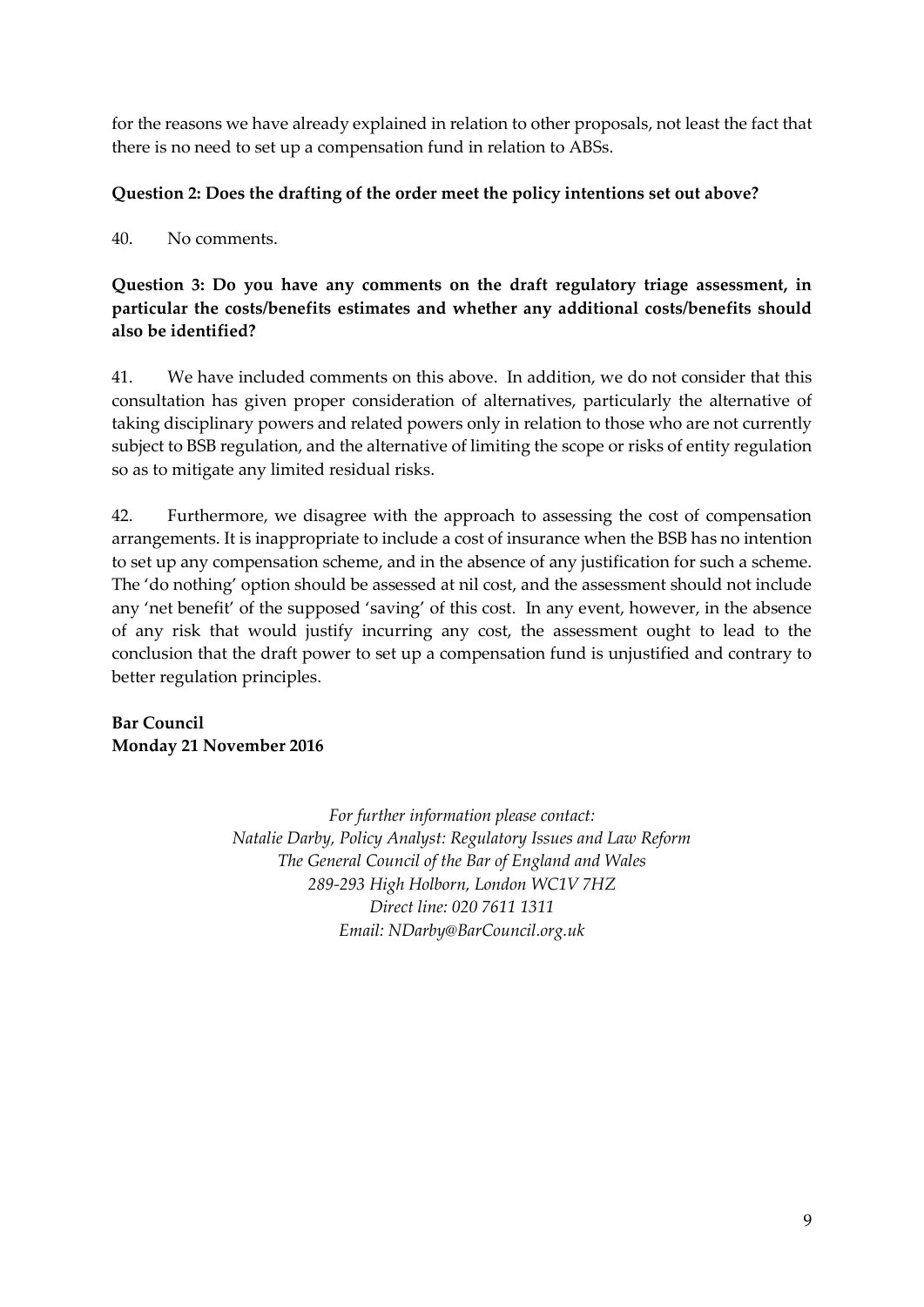for the reasons we have already explained in relation to other proposals, not least the fact that there is no need to set up a compensation fund in relation to ABSs.

**Question 2: Does the drafting of the order meet the policy intentions set out above?**

40. No comments.

**Question 3: Do you have any comments on the draft regulatory triage assessment, in particular the costs/benefits estimates and whether any additional costs/benefits should also be identified?**

41. We have included comments on this above. In addition, we do not consider that this consultation has given proper consideration of alternatives, particularly the alternative of taking disciplinary powers and related powers only in relation to those who are not currently subject to BSB regulation, and the alternative of limiting the scope or risks of entity regulation so as to mitigate any limited residual risks.

42. Furthermore, we disagree with the approach to assessing the cost of compensation arrangements. It is inappropriate to include a cost of insurance when the BSB has no intention to set up any compensation scheme, and in the absence of any justification for such a scheme. The 'do nothing' option should be assessed at nil cost, and the assessment should not include any 'net benefit' of the supposed 'saving' of this cost. In any event, however, in the absence of any risk that would justify incurring any cost, the assessment ought to lead to the conclusion that the draft power to set up a compensation fund is unjustified and contrary to better regulation principles.

**Bar Council**
**Monday 21 November 2016**

*For further information please contact:*
*Natalie Darby, Policy Analyst: Regulatory Issues and Law Reform*
*The General Council of the Bar of England and Wales*
*289-293 High Holborn, London WC1V 7HZ*
*Direct line: 020 7611 1311*
*Email: NDarby@BarCouncil.org.uk*